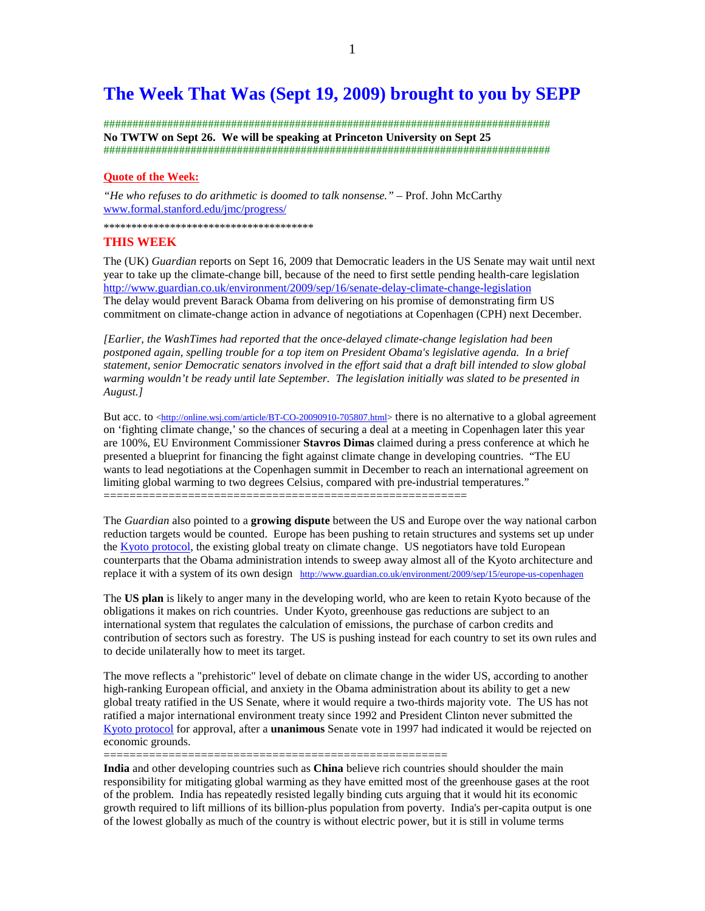# The Week That Was (Sept 19, 2009) brought to you by SEPP

################################################################################
**No TWTW on Sept 26. We will be speaking at Princeton University on Sept 25**
################################################################################

**Quote of the Week:**

*"He who refuses to do arithmetic is doomed to talk nonsense."* – Prof. John McCarthy
www.formal.stanford.edu/jmc/progress/

**************************************

## THIS WEEK

The (UK) *Guardian* reports on Sept 16, 2009 that Democratic leaders in the US Senate may wait until next year to take up the climate-change bill, because of the need to first settle pending health-care legislation http://www.guardian.co.uk/environment/2009/sep/16/senate-delay-climate-change-legislation
The delay would prevent Barack Obama from delivering on his promise of demonstrating firm US commitment on climate-change action in advance of negotiations at Copenhagen (CPH) next December.

*[Earlier, the WashTimes had reported that the once-delayed climate-change legislation had been postponed again, spelling trouble for a top item on President Obama's legislative agenda. In a brief statement, senior Democratic senators involved in the effort said that a draft bill intended to slow global warming wouldn't be ready until late September. The legislation initially was slated to be presented in August.]*

But acc. to <http://online.wsj.com/article/BT-CO-20090910-705807.html> there is no alternative to a global agreement on 'fighting climate change,' so the chances of securing a deal at a meeting in Copenhagen later this year are 100%, EU Environment Commissioner **Stavros Dimas** claimed during a press conference at which he presented a blueprint for financing the fight against climate change in developing countries. "The EU wants to lead negotiations at the Copenhagen summit in December to reach an international agreement on limiting global warming to two degrees Celsius, compared with pre-industrial temperatures."
========================================================

The *Guardian* also pointed to a **growing dispute** between the US and Europe over the way national carbon reduction targets would be counted. Europe has been pushing to retain structures and systems set up under the Kyoto protocol, the existing global treaty on climate change. US negotiators have told European counterparts that the Obama administration intends to sweep away almost all of the Kyoto architecture and replace it with a system of its own design http://www.guardian.co.uk/environment/2009/sep/15/europe-us-copenhagen

The **US plan** is likely to anger many in the developing world, who are keen to retain Kyoto because of the obligations it makes on rich countries. Under Kyoto, greenhouse gas reductions are subject to an international system that regulates the calculation of emissions, the purchase of carbon credits and contribution of sectors such as forestry. The US is pushing instead for each country to set its own rules and to decide unilaterally how to meet its target.

The move reflects a "prehistoric" level of debate on climate change in the wider US, according to another high-ranking European official, and anxiety in the Obama administration about its ability to get a new global treaty ratified in the US Senate, where it would require a two-thirds majority vote. The US has not ratified a major international environment treaty since 1992 and President Clinton never submitted the Kyoto protocol for approval, after a **unanimous** Senate vote in 1997 had indicated it would be rejected on economic grounds.
=====================================================

**India** and other developing countries such as **China** believe rich countries should shoulder the main responsibility for mitigating global warming as they have emitted most of the greenhouse gases at the root of the problem. India has repeatedly resisted legally binding cuts arguing that it would hit its economic growth required to lift millions of its billion-plus population from poverty. India's per-capita output is one of the lowest globally as much of the country is without electric power, but it is still in volume terms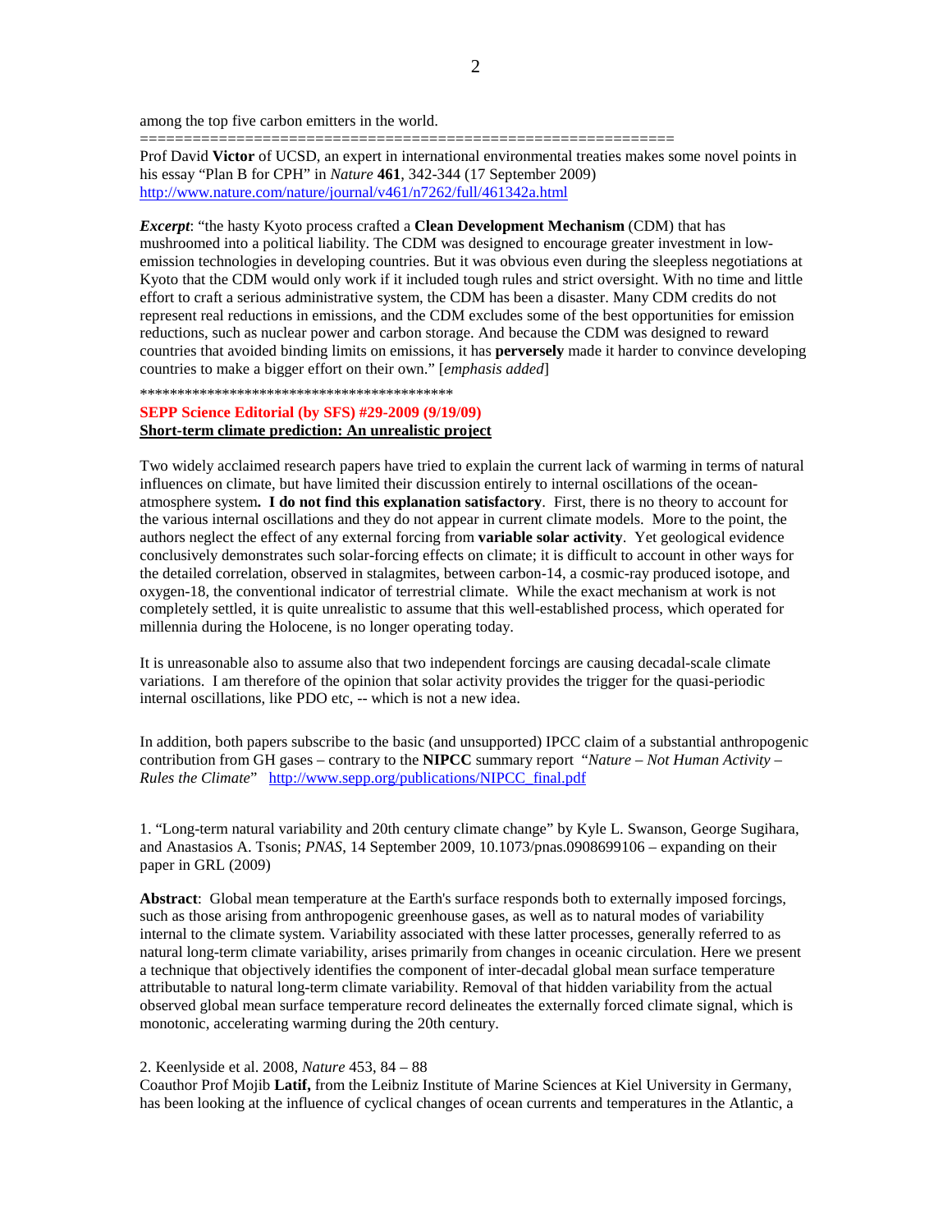among the top five carbon emitters in the world.

============================================================

Prof David **Victor** of UCSD, an expert in international environmental treaties makes some novel points in his essay "Plan B for CPH" in *Nature* **461**, 342-344 (17 September 2009) http://www.nature.com/nature/journal/v461/n7262/full/461342a.html

***Excerpt***: "the hasty Kyoto process crafted a **Clean Development Mechanism** (CDM) that has mushroomed into a political liability. The CDM was designed to encourage greater investment in low-emission technologies in developing countries. But it was obvious even during the sleepless negotiations at Kyoto that the CDM would only work if it included tough rules and strict oversight. With no time and little effort to craft a serious administrative system, the CDM has been a disaster. Many CDM credits do not represent real reductions in emissions, and the CDM excludes some of the best opportunities for emission reductions, such as nuclear power and carbon storage. And because the CDM was designed to reward countries that avoided binding limits on emissions, it has **perversely** made it harder to convince developing countries to make a bigger effort on their own." [*emphasis added*]

*******************************************

**SEPP Science Editorial (by SFS) #29-2009 (9/19/09)**

**Short-term climate prediction: An unrealistic project**

Two widely acclaimed research papers have tried to explain the current lack of warming in terms of natural influences on climate, but have limited their discussion entirely to internal oscillations of the ocean-atmosphere system**. I do not find this explanation satisfactory**. First, there is no theory to account for the various internal oscillations and they do not appear in current climate models. More to the point, the authors neglect the effect of any external forcing from **variable solar activity**. Yet geological evidence conclusively demonstrates such solar-forcing effects on climate; it is difficult to account in other ways for the detailed correlation, observed in stalagmites, between carbon-14, a cosmic-ray produced isotope, and oxygen-18, the conventional indicator of terrestrial climate. While the exact mechanism at work is not completely settled, it is quite unrealistic to assume that this well-established process, which operated for millennia during the Holocene, is no longer operating today.

It is unreasonable also to assume also that two independent forcings are causing decadal-scale climate variations. I am therefore of the opinion that solar activity provides the trigger for the quasi-periodic internal oscillations, like PDO etc, -- which is not a new idea.

In addition, both papers subscribe to the basic (and unsupported) IPCC claim of a substantial anthropogenic contribution from GH gases – contrary to the **NIPCC** summary report "*Nature – Not Human Activity – Rules the Climate*" http://www.sepp.org/publications/NIPCC_final.pdf

1. "Long-term natural variability and 20th century climate change" by Kyle L. Swanson, George Sugihara, and Anastasios A. Tsonis; *PNAS*, 14 September 2009, 10.1073/pnas.0908699106 – expanding on their paper in GRL (2009)

**Abstract**: Global mean temperature at the Earth's surface responds both to externally imposed forcings, such as those arising from anthropogenic greenhouse gases, as well as to natural modes of variability internal to the climate system. Variability associated with these latter processes, generally referred to as natural long-term climate variability, arises primarily from changes in oceanic circulation. Here we present a technique that objectively identifies the component of inter-decadal global mean surface temperature attributable to natural long-term climate variability. Removal of that hidden variability from the actual observed global mean surface temperature record delineates the externally forced climate signal, which is monotonic, accelerating warming during the 20th century.

2. Keenlyside et al. 2008, *Nature* 453, 84 – 88

Coauthor Prof Mojib **Latif,** from the Leibniz Institute of Marine Sciences at Kiel University in Germany, has been looking at the influence of cyclical changes of ocean currents and temperatures in the Atlantic, a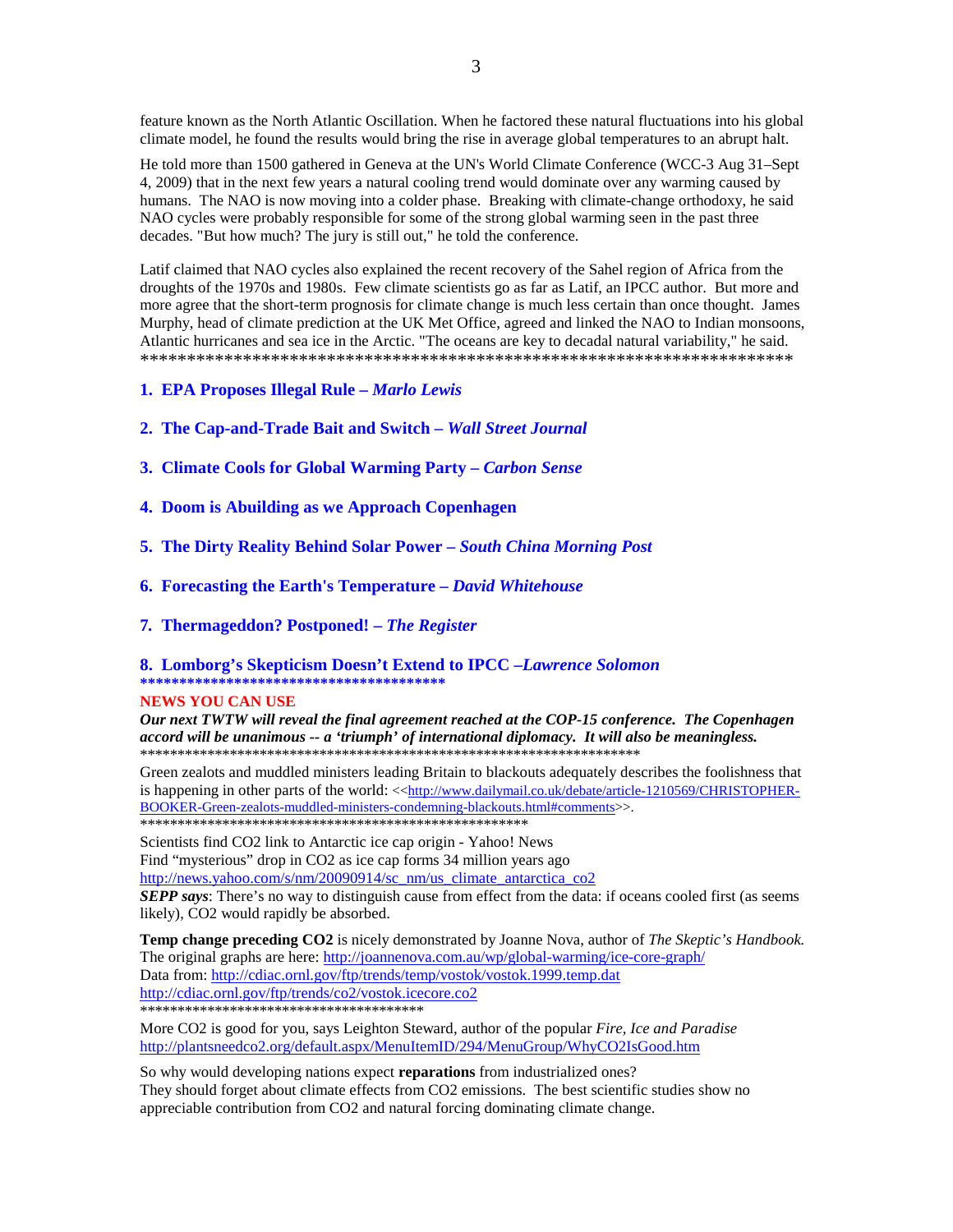feature known as the North Atlantic Oscillation. When he factored these natural fluctuations into his global climate model, he found the results would bring the rise in average global temperatures to an abrupt halt.

He told more than 1500 gathered in Geneva at the UN's World Climate Conference (WCC-3 Aug 31–Sept 4, 2009) that in the next few years a natural cooling trend would dominate over any warming caused by humans. The NAO is now moving into a colder phase. Breaking with climate-change orthodoxy, he said NAO cycles were probably responsible for some of the strong global warming seen in the past three decades. "But how much? The jury is still out," he told the conference.

Latif claimed that NAO cycles also explained the recent recovery of the Sahel region of Africa from the droughts of the 1970s and 1980s. Few climate scientists go as far as Latif, an IPCC author. But more and more agree that the short-term prognosis for climate change is much less certain than once thought. James Murphy, head of climate prediction at the UK Met Office, agreed and linked the NAO to Indian monsoons, Atlantic hurricanes and sea ice in the Arctic. "The oceans are key to decadal natural variability," he said.
*************************************************************************

1. **EPA Proposes Illegal Rule –** ***Marlo Lewis***

2. **The Cap-and-Trade Bait and Switch –** ***Wall Street Journal***

3. **Climate Cools for Global Warming Party –** ***Carbon Sense***

4. **Doom is Abuilding as we Approach Copenhagen**

5. **The Dirty Reality Behind Solar Power –** ***South China Morning Post***

6. **Forecasting the Earth's Temperature –** ***David Whitehouse***

7. **Thermageddon? Postponed! –** ***The Register***

8. **Lomborg's Skepticism Doesn't Extend to IPCC –** ***Lawrence Solomon***

***************************************

**NEWS YOU CAN USE**

***Our next TWTW will reveal the final agreement reached at the COP-15 conference. The Copenhagen accord will be unanimous -- a 'triumph' of international diplomacy. It will also be meaningless.***
*********************************************************************

Green zealots and muddled ministers leading Britain to blackouts adequately describes the foolishness that is happening in other parts of the world: <<http://www.dailymail.co.uk/debate/article-1210569/CHRISTOPHER-BOOKER-Green-zealots-muddled-ministers-condemning-blackouts.html#comments>>.
*****************************************************

Scientists find CO2 link to Antarctic ice cap origin - Yahoo! News
Find "mysterious" drop in CO2 as ice cap forms 34 million years ago
http://news.yahoo.com/s/nm/20090914/sc_nm/us_climate_antarctica_co2
***SEPP says***: There's no way to distinguish cause from effect from the data: if oceans cooled first (as seems likely), CO2 would rapidly be absorbed.

**Temp change preceding CO2** is nicely demonstrated by Joanne Nova, author of *The Skeptic's Handbook.* The original graphs are here: http://joannenova.com.au/wp/global-warming/ice-core-graph/
Data from: http://cdiac.ornl.gov/ftp/trends/temp/vostok/vostok.1999.temp.dat
http://cdiac.ornl.gov/ftp/trends/co2/vostok.icecore.co2
***************************************

More CO2 is good for you, says Leighton Steward, author of the popular *Fire, Ice and Paradise*
http://plantsneedco2.org/default.aspx/MenuItemID/294/MenuGroup/WhyCO2IsGood.htm

So why would developing nations expect **reparations** from industrialized ones?
They should forget about climate effects from CO2 emissions. The best scientific studies show no appreciable contribution from CO2 and natural forcing dominating climate change.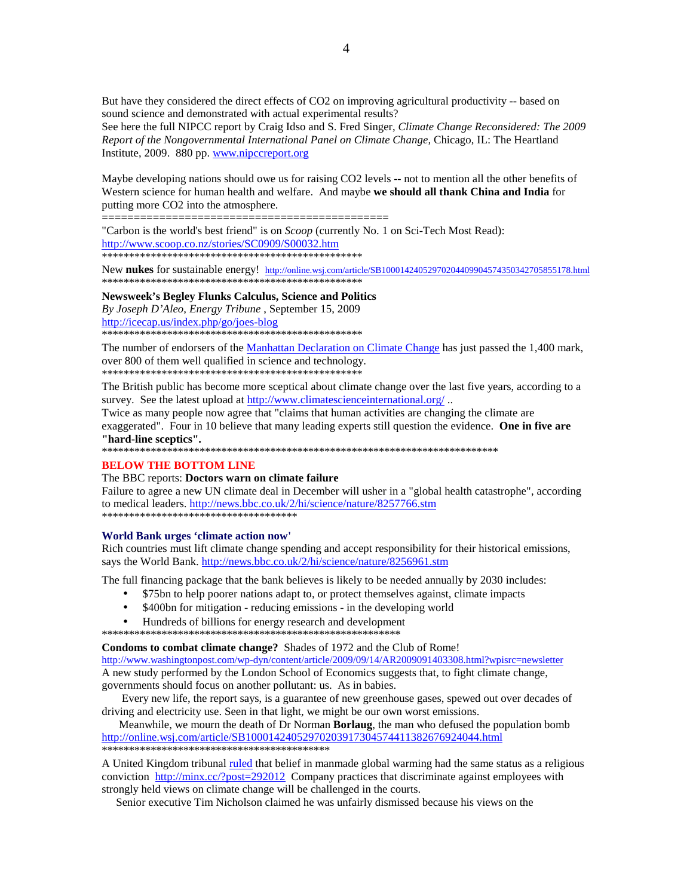But have they considered the direct effects of $CO_2$ on improving agricultural productivity -- based on sound science and demonstrated with actual experimental results?
See here the full NIPCC report by Craig Idso and S. Fred Singer, *Climate Change Reconsidered: The 2009 Report of the Nongovernmental International Panel on Climate Change,* Chicago, IL: The Heartland Institute, 2009. 880 pp. www.nipccreport.org

Maybe developing nations should owe us for raising $CO_2$ levels -- not to mention all the other benefits of Western science for human health and welfare. And maybe **we should all thank China and India** for putting more $CO_2$ into the atmosphere.

=============================================

"Carbon is the world's best friend" is on *Scoop* (currently No. 1 on Sci-Tech Most Read): http://www.scoop.co.nz/stories/SC0909/S00032.htm

**************************************************

New **nukes** for sustainable energy! http://online.wsj.com/article/SB10001424052970204409904574350342705855178.html

**************************************************

**Newsweek's Begley Flunks Calculus, Science and Politics**
*By Joseph D'Aleo, Energy Tribune* , September 15, 2009
http://icecap.us/index.php/go/joes-blog

**************************************************

The number of endorsers of the Manhattan Declaration on Climate Change has just passed the 1,400 mark, over 800 of them well qualified in science and technology.

**************************************************

The British public has become more sceptical about climate change over the last five years, according to a survey. See the latest upload at http://www.climatescienceinternational.org/ ..
Twice as many people now agree that "claims that human activities are changing the climate are exaggerated". Four in 10 believe that many leading experts still question the evidence. **One in five are "hard-line sceptics".**

**************************************************************************

## BELOW THE BOTTOM LINE

The BBC reports: **Doctors warn on climate failure**
Failure to agree a new UN climate deal in December will usher in a "global health catastrophe", according to medical leaders. http://news.bbc.co.uk/2/hi/science/nature/8257766.stm

*************************************

**World Bank urges 'climate action now'**
Rich countries must lift climate change spending and accept responsibility for their historical emissions, says the World Bank. http://news.bbc.co.uk/2/hi/science/nature/8256961.stm

The full financing package that the bank believes is likely to be needed annually by 2030 includes:

- $75bn to help poorer nations adapt to, or protect themselves against, climate impacts
- $400bn for mitigation - reducing emissions - in the developing world
- Hundreds of billions for energy research and development

*********************************************************

**Condoms to combat climate change?** Shades of 1972 and the Club of Rome!
http://www.washingtonpost.com/wp-dyn/content/article/2009/09/14/AR2009091403308.html?wpisrc=newsletter
A new study performed by the London School of Economics suggests that, to fight climate change, governments should focus on another pollutant: us. As in babies.

Every new life, the report says, is a guarantee of new greenhouse gases, spewed out over decades of driving and electricity use. Seen in that light, we might be our own worst emissions.

Meanwhile, we mourn the death of Dr Norman **Borlaug**, the man who defused the population bomb http://online.wsj.com/article/SB10001424052970203917304574411382676924044.html

********************************************

A United Kingdom tribunal ruled that belief in manmade global warming had the same status as a religious conviction http://minx.cc/?post=292012 Company practices that discriminate against employees with strongly held views on climate change will be challenged in the courts.

Senior executive Tim Nicholson claimed he was unfairly dismissed because his views on the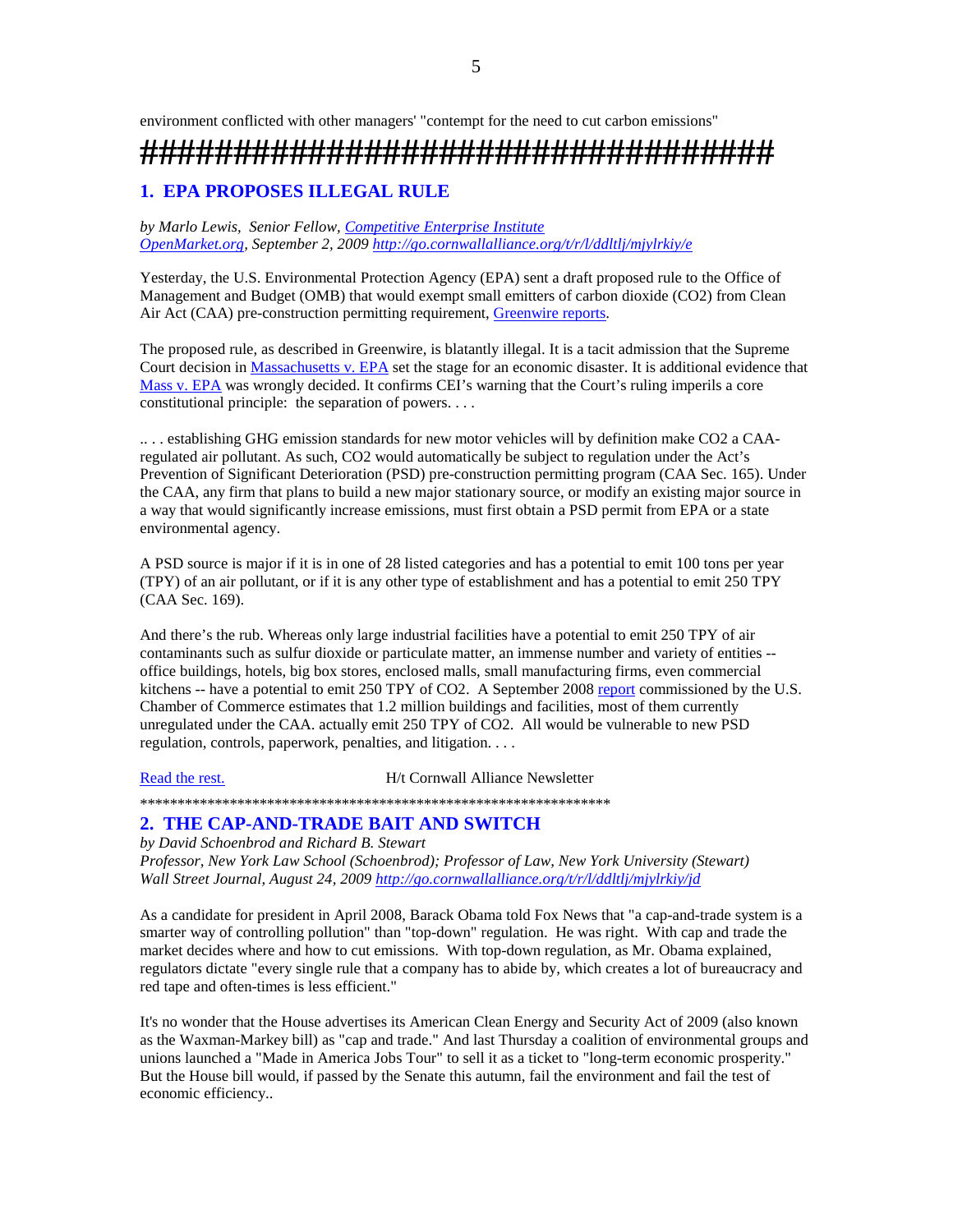environment conflicted with other managers' "contempt for the need to cut carbon emissions"

####################################

## 1. EPA PROPOSES ILLEGAL RULE

*by Marlo Lewis, Senior Fellow, Competitive Enterprise Institute*
*OpenMarket.org, September 2, 2009 http://go.cornwallalliance.org/t/r/l/ddltlj/mjylrkiy/e*

Yesterday, the U.S. Environmental Protection Agency (EPA) sent a draft proposed rule to the Office of Management and Budget (OMB) that would exempt small emitters of carbon dioxide ($CO_2$) from Clean Air Act (CAA) pre-construction permitting requirement, Greenwire reports.

The proposed rule, as described in Greenwire, is blatantly illegal. It is a tacit admission that the Supreme Court decision in Massachusetts v. EPA set the stage for an economic disaster. It is additional evidence that Mass v. EPA was wrongly decided. It confirms CEI's warning that the Court's ruling imperils a core constitutional principle: the separation of powers. . . .

.. . . establishing GHG emission standards for new motor vehicles will by definition make $CO_2$ a CAA-regulated air pollutant. As such, $CO_2$ would automatically be subject to regulation under the Act's Prevention of Significant Deterioration (PSD) pre-construction permitting program (CAA Sec. 165). Under the CAA, any firm that plans to build a new major stationary source, or modify an existing major source in a way that would significantly increase emissions, must first obtain a PSD permit from EPA or a state environmental agency.

A PSD source is major if it is in one of 28 listed categories and has a potential to emit 100 tons per year (TPY) of an air pollutant, or if it is any other type of establishment and has a potential to emit 250 TPY (CAA Sec. 169).

And there's the rub. Whereas only large industrial facilities have a potential to emit 250 TPY of air contaminants such as sulfur dioxide or particulate matter, an immense number and variety of entities -- office buildings, hotels, big box stores, enclosed malls, small manufacturing firms, even commercial kitchens -- have a potential to emit 250 TPY of $CO_2$. A September 2008 report commissioned by the U.S. Chamber of Commerce estimates that 1.2 million buildings and facilities, most of them currently unregulated under the CAA. actually emit 250 TPY of $CO_2$. All would be vulnerable to new PSD regulation, controls, paperwork, penalties, and litigation. . . .

Read the rest. H/t Cornwall Alliance Newsletter

*****************************************************************

## 2. THE CAP-AND-TRADE BAIT AND SWITCH

*by David Schoenbrod and Richard B. Stewart*
*Professor, New York Law School (Schoenbrod); Professor of Law, New York University (Stewart)*
*Wall Street Journal, August 24, 2009 http://go.cornwallalliance.org/t/r/l/ddltlj/mjylrkiy/jd*

As a candidate for president in April 2008, Barack Obama told Fox News that "a cap-and-trade system is a smarter way of controlling pollution" than "top-down" regulation. He was right. With cap and trade the market decides where and how to cut emissions. With top-down regulation, as Mr. Obama explained, regulators dictate "every single rule that a company has to abide by, which creates a lot of bureaucracy and red tape and often-times is less efficient."

It's no wonder that the House advertises its American Clean Energy and Security Act of 2009 (also known as the Waxman-Markey bill) as "cap and trade." And last Thursday a coalition of environmental groups and unions launched a "Made in America Jobs Tour" to sell it as a ticket to "long-term economic prosperity." But the House bill would, if passed by the Senate this autumn, fail the environment and fail the test of economic efficiency..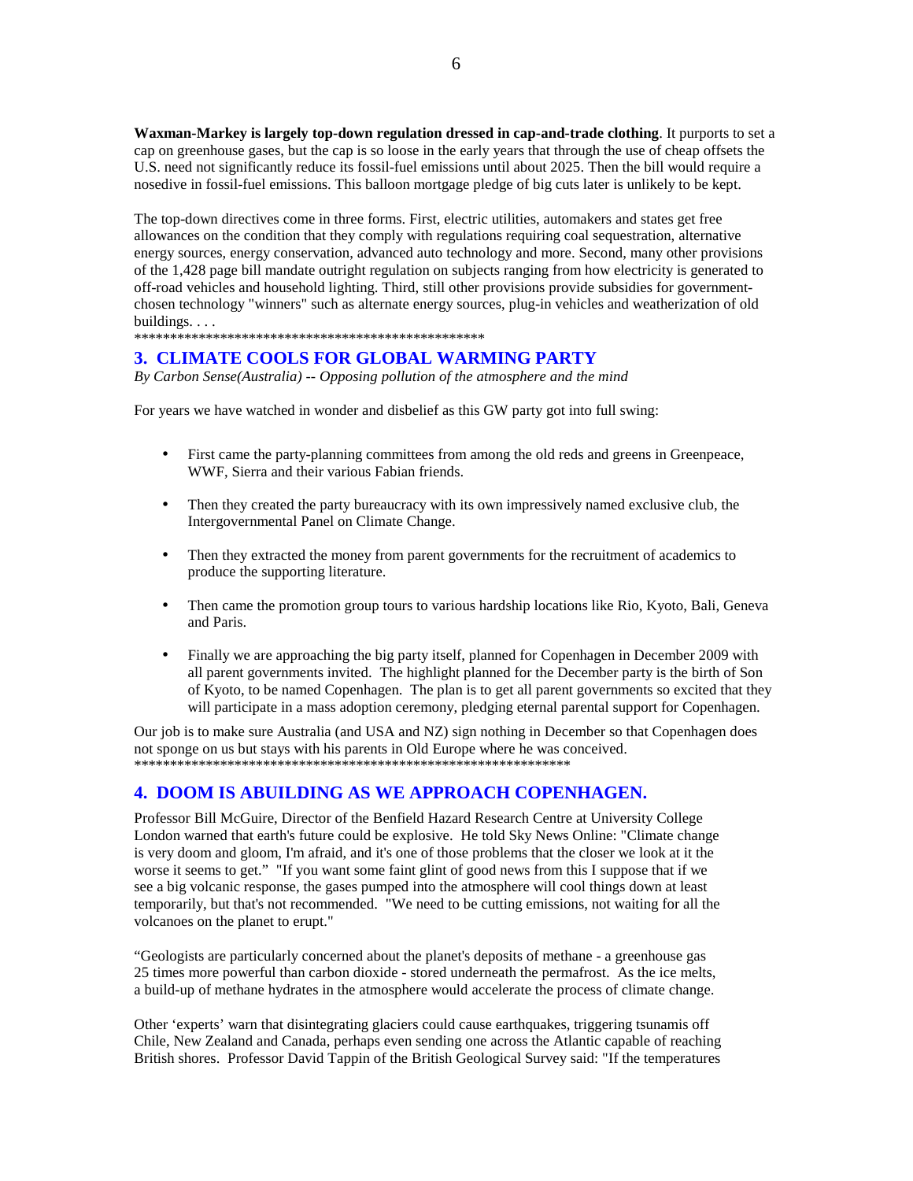**Waxman-Markey is largely top-down regulation dressed in cap-and-trade clothing**. It purports to set a cap on greenhouse gases, but the cap is so loose in the early years that through the use of cheap offsets the U.S. need not significantly reduce its fossil-fuel emissions until about 2025. Then the bill would require a nosedive in fossil-fuel emissions. This balloon mortgage pledge of big cuts later is unlikely to be kept.

The top-down directives come in three forms. First, electric utilities, automakers and states get free allowances on the condition that they comply with regulations requiring coal sequestration, alternative energy sources, energy conservation, advanced auto technology and more. Second, many other provisions of the 1,428 page bill mandate outright regulation on subjects ranging from how electricity is generated to off-road vehicles and household lighting. Third, still other provisions provide subsidies for government-chosen technology "winners" such as alternate energy sources, plug-in vehicles and weatherization of old buildings. . . .

*************************************************

## 3. CLIMATE COOLS FOR GLOBAL WARMING PARTY

*By Carbon Sense(Australia) -- Opposing pollution of the atmosphere and the mind*

For years we have watched in wonder and disbelief as this GW party got into full swing:

- First came the party-planning committees from among the old reds and greens in Greenpeace, WWF, Sierra and their various Fabian friends.
- Then they created the party bureaucracy with its own impressively named exclusive club, the Intergovernmental Panel on Climate Change.
- Then they extracted the money from parent governments for the recruitment of academics to produce the supporting literature.
- Then came the promotion group tours to various hardship locations like Rio, Kyoto, Bali, Geneva and Paris.
- Finally we are approaching the big party itself, planned for Copenhagen in December 2009 with all parent governments invited. The highlight planned for the December party is the birth of Son of Kyoto, to be named Copenhagen. The plan is to get all parent governments so excited that they will participate in a mass adoption ceremony, pledging eternal parental support for Copenhagen.

Our job is to make sure Australia (and USA and NZ) sign nothing in December so that Copenhagen does not sponge on us but stays with his parents in Old Europe where he was conceived.

**************************************************************

## 4. DOOM IS ABUILDING AS WE APPROACH COPENHAGEN.

Professor Bill McGuire, Director of the Benfield Hazard Research Centre at University College London warned that earth's future could be explosive. He told Sky News Online: "Climate change is very doom and gloom, I'm afraid, and it's one of those problems that the closer we look at it the worse it seems to get." "If you want some faint glint of good news from this I suppose that if we see a big volcanic response, the gases pumped into the atmosphere will cool things down at least temporarily, but that's not recommended. "We need to be cutting emissions, not waiting for all the volcanoes on the planet to erupt."

"Geologists are particularly concerned about the planet's deposits of methane - a greenhouse gas 25 times more powerful than carbon dioxide - stored underneath the permafrost. As the ice melts, a build-up of methane hydrates in the atmosphere would accelerate the process of climate change.

Other 'experts' warn that disintegrating glaciers could cause earthquakes, triggering tsunamis off Chile, New Zealand and Canada, perhaps even sending one across the Atlantic capable of reaching British shores. Professor David Tappin of the British Geological Survey said: "If the temperatures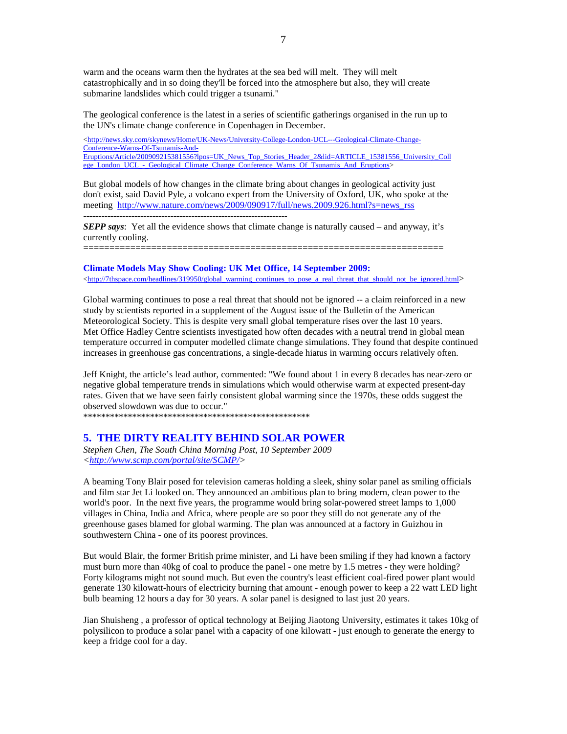warm and the oceans warm then the hydrates at the sea bed will melt. They will melt catastrophically and in so doing they'll be forced into the atmosphere but also, they will create submarine landslides which could trigger a tsunami."

The geological conference is the latest in a series of scientific gatherings organised in the run up to the UN's climate change conference in Copenhagen in December.

<http://news.sky.com/skynews/Home/UK-News/University-College-London-UCL---Geological-Climate-Change-Conference-Warns-Of-Tsunamis-And-Eruptions/Article/200909215381556?lpos=UK_News_Top_Stories_Header_2&lid=ARTICLE_15381556_University_College_London_UCL_-_Geological_Climate_Change_Conference_Warns_Of_Tsunamis_And_Eruptions>

But global models of how changes in the climate bring about changes in geological activity just don't exist, said David Pyle, a volcano expert from the University of Oxford, UK, who spoke at the meeting http://www.nature.com/news/2009/090917/full/news.2009.926.html?s=news_rss

-------------------------------------------------------------------

***SEPP says***: Yet all the evidence shows that climate change is naturally caused – and anyway, it's currently cooling.

=====================================================================

**Climate Models May Show Cooling: UK Met Office, 14 September 2009:**

<http://7thspace.com/headlines/319950/global_warming_continues_to_pose_a_real_threat_that_should_not_be_ignored.html>

Global warming continues to pose a real threat that should not be ignored -- a claim reinforced in a new study by scientists reported in a supplement of the August issue of the Bulletin of the American Meteorological Society. This is despite very small global temperature rises over the last 10 years. Met Office Hadley Centre scientists investigated how often decades with a neutral trend in global mean temperature occurred in computer modelled climate change simulations. They found that despite continued increases in greenhouse gas concentrations, a single-decade hiatus in warming occurs relatively often.

Jeff Knight, the article's lead author, commented: "We found about 1 in every 8 decades has near-zero or negative global temperature trends in simulations which would otherwise warm at expected present-day rates. Given that we have seen fairly consistent global warming since the 1970s, these odds suggest the observed slowdown was due to occur."

****************************************************

## 5. THE DIRTY REALITY BEHIND SOLAR POWER

*Stephen Chen, The South China Morning Post, 10 September 2009*
*<http://www.scmp.com/portal/site/SCMP/>*

A beaming Tony Blair posed for television cameras holding a sleek, shiny solar panel as smiling officials and film star Jet Li looked on. They announced an ambitious plan to bring modern, clean power to the world's poor. In the next five years, the programme would bring solar-powered street lamps to 1,000 villages in China, India and Africa, where people are so poor they still do not generate any of the greenhouse gases blamed for global warming. The plan was announced at a factory in Guizhou in southwestern China - one of its poorest provinces.

But would Blair, the former British prime minister, and Li have been smiling if they had known a factory must burn more than 40kg of coal to produce the panel - one metre by 1.5 metres - they were holding? Forty kilograms might not sound much. But even the country's least efficient coal-fired power plant would generate 130 kilowatt-hours of electricity burning that amount - enough power to keep a 22 watt LED light bulb beaming 12 hours a day for 30 years. A solar panel is designed to last just 20 years.

Jian Shuisheng , a professor of optical technology at Beijing Jiaotong University, estimates it takes 10kg of polysilicon to produce a solar panel with a capacity of one kilowatt - just enough to generate the energy to keep a fridge cool for a day.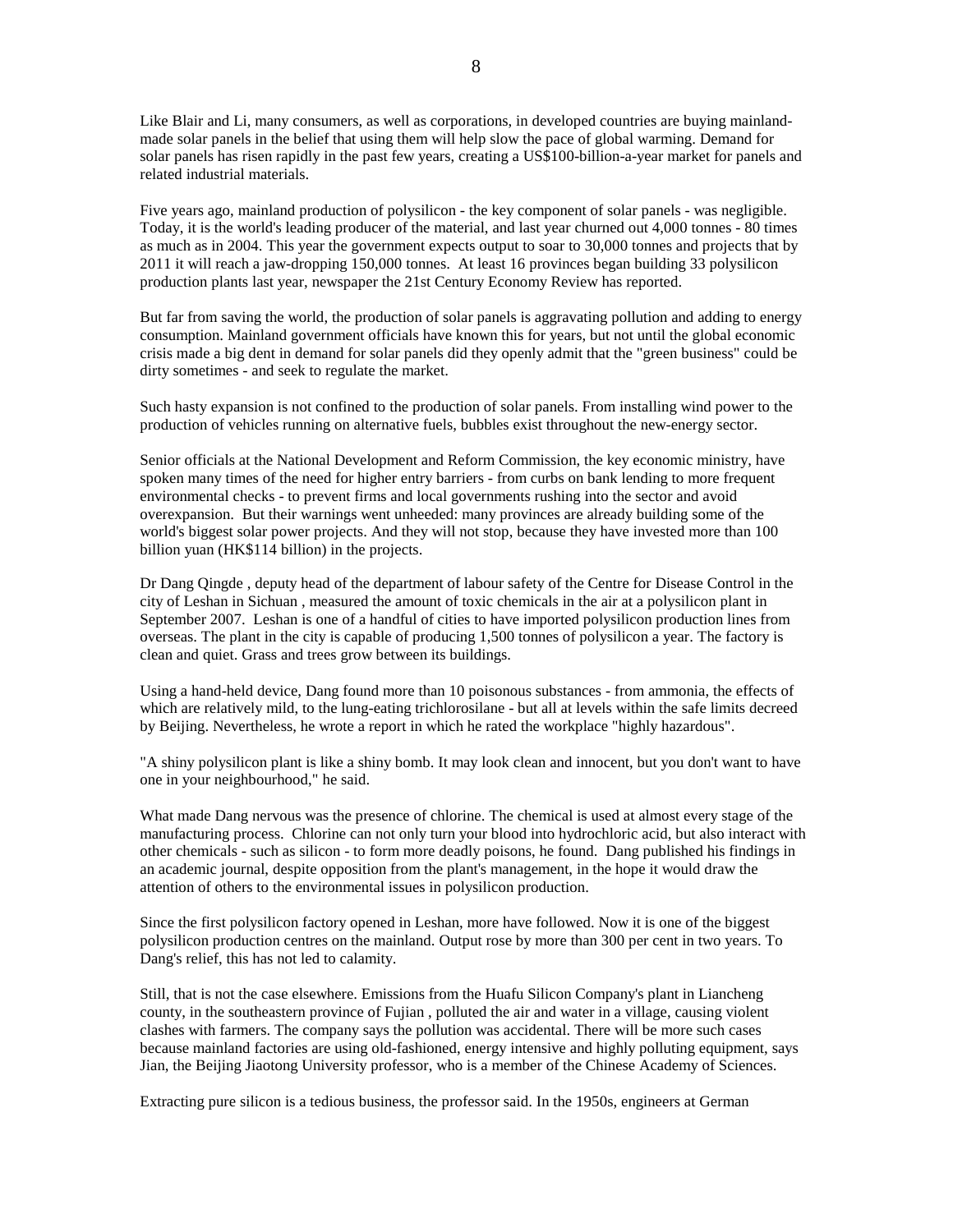Like Blair and Li, many consumers, as well as corporations, in developed countries are buying mainland-made solar panels in the belief that using them will help slow the pace of global warming. Demand for solar panels has risen rapidly in the past few years, creating a US$100-billion-a-year market for panels and related industrial materials.

Five years ago, mainland production of polysilicon - the key component of solar panels - was negligible. Today, it is the world's leading producer of the material, and last year churned out 4,000 tonnes - 80 times as much as in 2004. This year the government expects output to soar to 30,000 tonnes and projects that by 2011 it will reach a jaw-dropping 150,000 tonnes. At least 16 provinces began building 33 polysilicon production plants last year, newspaper the 21st Century Economy Review has reported.

But far from saving the world, the production of solar panels is aggravating pollution and adding to energy consumption. Mainland government officials have known this for years, but not until the global economic crisis made a big dent in demand for solar panels did they openly admit that the "green business" could be dirty sometimes - and seek to regulate the market.

Such hasty expansion is not confined to the production of solar panels. From installing wind power to the production of vehicles running on alternative fuels, bubbles exist throughout the new-energy sector.

Senior officials at the National Development and Reform Commission, the key economic ministry, have spoken many times of the need for higher entry barriers - from curbs on bank lending to more frequent environmental checks - to prevent firms and local governments rushing into the sector and avoid overexpansion. But their warnings went unheeded: many provinces are already building some of the world's biggest solar power projects. And they will not stop, because they have invested more than 100 billion yuan (HK$114 billion) in the projects.

Dr Dang Qingde , deputy head of the department of labour safety of the Centre for Disease Control in the city of Leshan in Sichuan , measured the amount of toxic chemicals in the air at a polysilicon plant in September 2007. Leshan is one of a handful of cities to have imported polysilicon production lines from overseas. The plant in the city is capable of producing 1,500 tonnes of polysilicon a year. The factory is clean and quiet. Grass and trees grow between its buildings.

Using a hand-held device, Dang found more than 10 poisonous substances - from ammonia, the effects of which are relatively mild, to the lung-eating trichlorosilane - but all at levels within the safe limits decreed by Beijing. Nevertheless, he wrote a report in which he rated the workplace "highly hazardous".

"A shiny polysilicon plant is like a shiny bomb. It may look clean and innocent, but you don't want to have one in your neighbourhood," he said.

What made Dang nervous was the presence of chlorine. The chemical is used at almost every stage of the manufacturing process. Chlorine can not only turn your blood into hydrochloric acid, but also interact with other chemicals - such as silicon - to form more deadly poisons, he found. Dang published his findings in an academic journal, despite opposition from the plant's management, in the hope it would draw the attention of others to the environmental issues in polysilicon production.

Since the first polysilicon factory opened in Leshan, more have followed. Now it is one of the biggest polysilicon production centres on the mainland. Output rose by more than 300 per cent in two years. To Dang's relief, this has not led to calamity.

Still, that is not the case elsewhere. Emissions from the Huafu Silicon Company's plant in Liancheng county, in the southeastern province of Fujian , polluted the air and water in a village, causing violent clashes with farmers. The company says the pollution was accidental. There will be more such cases because mainland factories are using old-fashioned, energy intensive and highly polluting equipment, says Jian, the Beijing Jiaotong University professor, who is a member of the Chinese Academy of Sciences.

Extracting pure silicon is a tedious business, the professor said. In the 1950s, engineers at German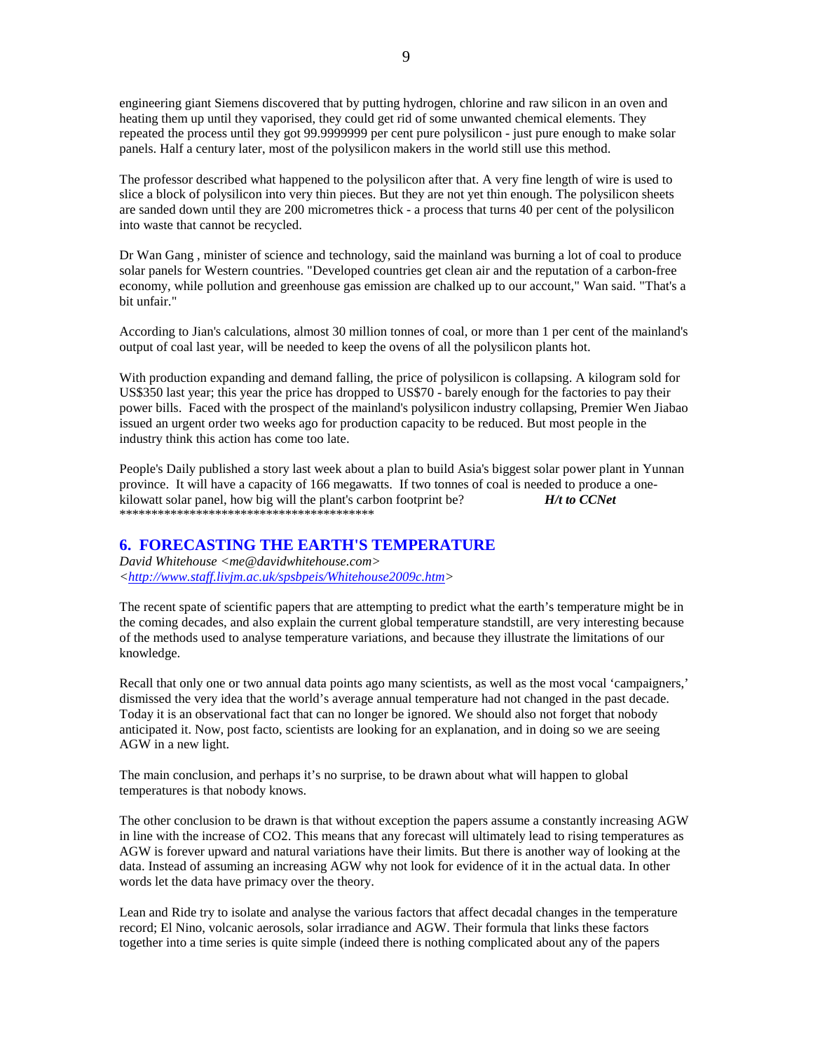engineering giant Siemens discovered that by putting hydrogen, chlorine and raw silicon in an oven and heating them up until they vaporised, they could get rid of some unwanted chemical elements. They repeated the process until they got 99.9999999 per cent pure polysilicon - just pure enough to make solar panels. Half a century later, most of the polysilicon makers in the world still use this method.

The professor described what happened to the polysilicon after that. A very fine length of wire is used to slice a block of polysilicon into very thin pieces. But they are not yet thin enough. The polysilicon sheets are sanded down until they are 200 micrometres thick - a process that turns 40 per cent of the polysilicon into waste that cannot be recycled.

Dr Wan Gang , minister of science and technology, said the mainland was burning a lot of coal to produce solar panels for Western countries. "Developed countries get clean air and the reputation of a carbon-free economy, while pollution and greenhouse gas emission are chalked up to our account," Wan said. "That's a bit unfair."

According to Jian's calculations, almost 30 million tonnes of coal, or more than 1 per cent of the mainland's output of coal last year, will be needed to keep the ovens of all the polysilicon plants hot.

With production expanding and demand falling, the price of polysilicon is collapsing. A kilogram sold for US$350 last year; this year the price has dropped to US$70 - barely enough for the factories to pay their power bills. Faced with the prospect of the mainland's polysilicon industry collapsing, Premier Wen Jiabao issued an urgent order two weeks ago for production capacity to be reduced. But most people in the industry think this action has come too late.

People's Daily published a story last week about a plan to build Asia's biggest solar power plant in Yunnan province. It will have a capacity of 166 megawatts. If two tonnes of coal is needed to produce a one-kilowatt solar panel, how big will the plant's carbon footprint be? ***H/t to CCNet***

******************************************

## 6. FORECASTING THE EARTH'S TEMPERATURE

*David Whitehouse <me@davidwhitehouse.com>*
*<http://www.staff.livjm.ac.uk/spsbpeis/Whitehouse2009c.htm>*

The recent spate of scientific papers that are attempting to predict what the earth's temperature might be in the coming decades, and also explain the current global temperature standstill, are very interesting because of the methods used to analyse temperature variations, and because they illustrate the limitations of our knowledge.

Recall that only one or two annual data points ago many scientists, as well as the most vocal 'campaigners,' dismissed the very idea that the world's average annual temperature had not changed in the past decade. Today it is an observational fact that can no longer be ignored. We should also not forget that nobody anticipated it. Now, post facto, scientists are looking for an explanation, and in doing so we are seeing AGW in a new light.

The main conclusion, and perhaps it's no surprise, to be drawn about what will happen to global temperatures is that nobody knows.

The other conclusion to be drawn is that without exception the papers assume a constantly increasing AGW in line with the increase of CO2. This means that any forecast will ultimately lead to rising temperatures as AGW is forever upward and natural variations have their limits. But there is another way of looking at the data. Instead of assuming an increasing AGW why not look for evidence of it in the actual data. In other words let the data have primacy over the theory.

Lean and Ride try to isolate and analyse the various factors that affect decadal changes in the temperature record; El Nino, volcanic aerosols, solar irradiance and AGW. Their formula that links these factors together into a time series is quite simple (indeed there is nothing complicated about any of the papers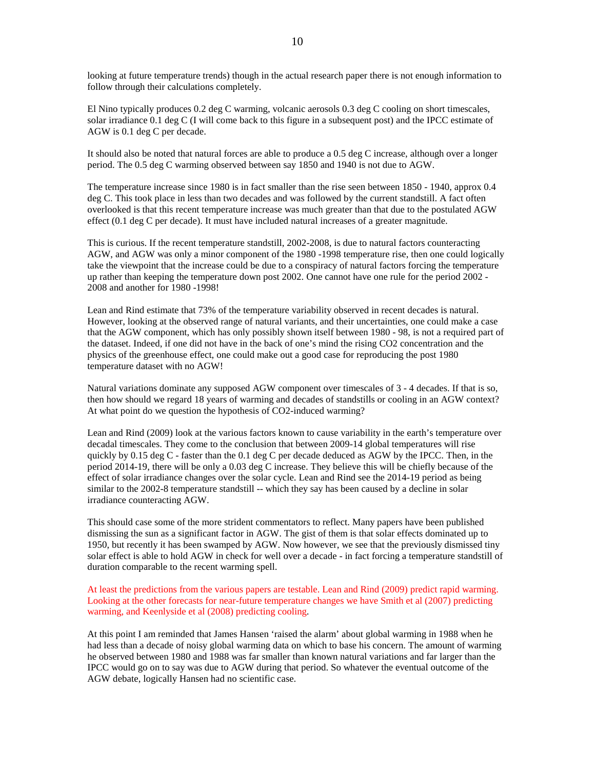looking at future temperature trends) though in the actual research paper there is not enough information to follow through their calculations completely.

El Nino typically produces 0.2 deg C warming, volcanic aerosols 0.3 deg C cooling on short timescales, solar irradiance 0.1 deg C (I will come back to this figure in a subsequent post) and the IPCC estimate of AGW is 0.1 deg C per decade.

It should also be noted that natural forces are able to produce a 0.5 deg C increase, although over a longer period. The 0.5 deg C warming observed between say 1850 and 1940 is not due to AGW.

The temperature increase since 1980 is in fact smaller than the rise seen between 1850 - 1940, approx 0.4 deg C. This took place in less than two decades and was followed by the current standstill. A fact often overlooked is that this recent temperature increase was much greater than that due to the postulated AGW effect (0.1 deg C per decade). It must have included natural increases of a greater magnitude.

This is curious. If the recent temperature standstill, 2002-2008, is due to natural factors counteracting AGW, and AGW was only a minor component of the 1980 -1998 temperature rise, then one could logically take the viewpoint that the increase could be due to a conspiracy of natural factors forcing the temperature up rather than keeping the temperature down post 2002. One cannot have one rule for the period 2002 - 2008 and another for 1980 -1998!

Lean and Rind estimate that 73% of the temperature variability observed in recent decades is natural. However, looking at the observed range of natural variants, and their uncertainties, one could make a case that the AGW component, which has only possibly shown itself between 1980 - 98, is not a required part of the dataset. Indeed, if one did not have in the back of one's mind the rising CO2 concentration and the physics of the greenhouse effect, one could make out a good case for reproducing the post 1980 temperature dataset with no AGW!

Natural variations dominate any supposed AGW component over timescales of 3 - 4 decades. If that is so, then how should we regard 18 years of warming and decades of standstills or cooling in an AGW context? At what point do we question the hypothesis of CO2-induced warming?

Lean and Rind (2009) look at the various factors known to cause variability in the earth's temperature over decadal timescales. They come to the conclusion that between 2009-14 global temperatures will rise quickly by 0.15 deg C - faster than the 0.1 deg C per decade deduced as AGW by the IPCC. Then, in the period 2014-19, there will be only a 0.03 deg C increase. They believe this will be chiefly because of the effect of solar irradiance changes over the solar cycle. Lean and Rind see the 2014-19 period as being similar to the 2002-8 temperature standstill -- which they say has been caused by a decline in solar irradiance counteracting AGW.

This should case some of the more strident commentators to reflect. Many papers have been published dismissing the sun as a significant factor in AGW. The gist of them is that solar effects dominated up to 1950, but recently it has been swamped by AGW. Now however, we see that the previously dismissed tiny solar effect is able to hold AGW in check for well over a decade - in fact forcing a temperature standstill of duration comparable to the recent warming spell.

At least the predictions from the various papers are testable. Lean and Rind (2009) predict rapid warming. Looking at the other forecasts for near-future temperature changes we have Smith et al (2007) predicting warming, and Keenlyside et al (2008) predicting cooling.

At this point I am reminded that James Hansen 'raised the alarm' about global warming in 1988 when he had less than a decade of noisy global warming data on which to base his concern. The amount of warming he observed between 1980 and 1988 was far smaller than known natural variations and far larger than the IPCC would go on to say was due to AGW during that period. So whatever the eventual outcome of the AGW debate, logically Hansen had no scientific case.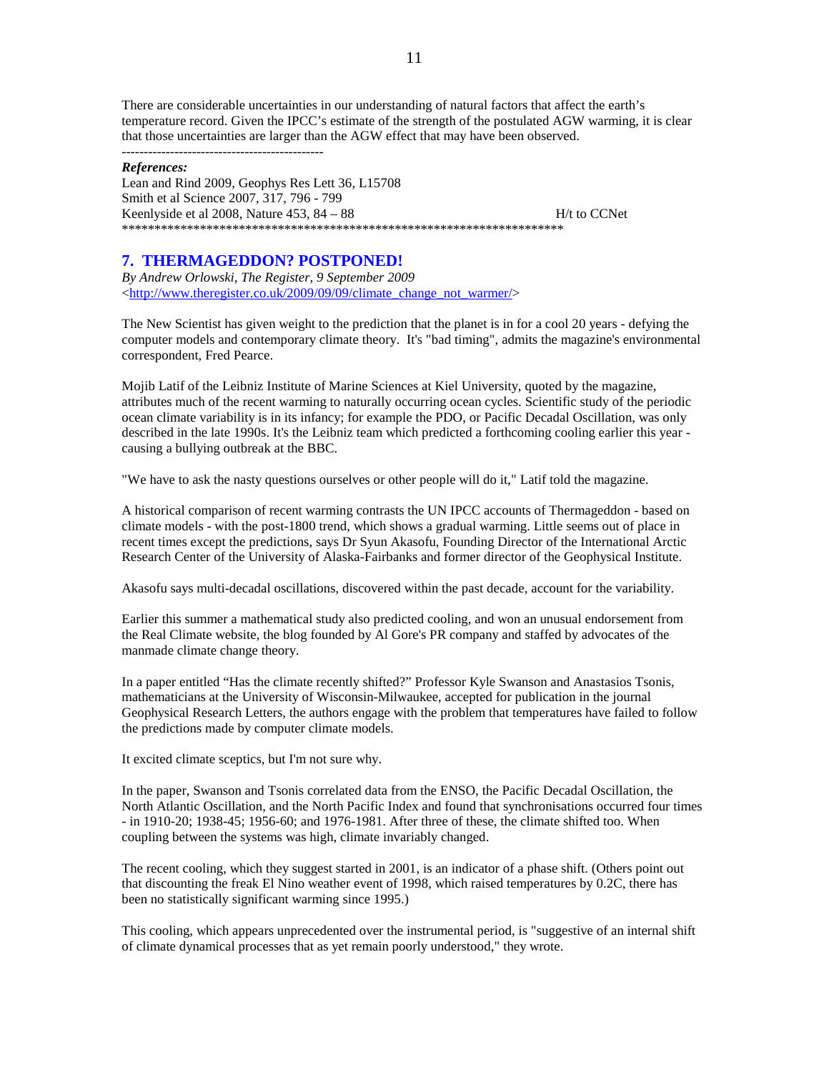There are considerable uncertainties in our understanding of natural factors that affect the earth's temperature record. Given the IPCC's estimate of the strength of the postulated AGW warming, it is clear that those uncertainties are larger than the AGW effect that may have been observed.

----------------------------------------------

***References:***

Lean and Rind 2009, Geophys Res Lett 36, L15708
Smith et al Science 2007, 317, 796 - 799
Keenlyside et al 2008, Nature 453, 84 – 88 H/t to CCNet

********************************************************************

## 7. THERMAGEDDON? POSTPONED!

*By Andrew Orlowski, The Register, 9 September 2009*
<http://www.theregister.co.uk/2009/09/09/climate_change_not_warmer/>

The New Scientist has given weight to the prediction that the planet is in for a cool 20 years - defying the computer models and contemporary climate theory. It's "bad timing", admits the magazine's environmental correspondent, Fred Pearce.

Mojib Latif of the Leibniz Institute of Marine Sciences at Kiel University, quoted by the magazine, attributes much of the recent warming to naturally occurring ocean cycles. Scientific study of the periodic ocean climate variability is in its infancy; for example the PDO, or Pacific Decadal Oscillation, was only described in the late 1990s. It's the Leibniz team which predicted a forthcoming cooling earlier this year - causing a bullying outbreak at the BBC.

"We have to ask the nasty questions ourselves or other people will do it," Latif told the magazine.

A historical comparison of recent warming contrasts the UN IPCC accounts of Thermageddon - based on climate models - with the post-1800 trend, which shows a gradual warming. Little seems out of place in recent times except the predictions, says Dr Syun Akasofu, Founding Director of the International Arctic Research Center of the University of Alaska-Fairbanks and former director of the Geophysical Institute.

Akasofu says multi-decadal oscillations, discovered within the past decade, account for the variability.

Earlier this summer a mathematical study also predicted cooling, and won an unusual endorsement from the Real Climate website, the blog founded by Al Gore's PR company and staffed by advocates of the manmade climate change theory.

In a paper entitled "Has the climate recently shifted?" Professor Kyle Swanson and Anastasios Tsonis, mathematicians at the University of Wisconsin-Milwaukee, accepted for publication in the journal Geophysical Research Letters, the authors engage with the problem that temperatures have failed to follow the predictions made by computer climate models.

It excited climate sceptics, but I'm not sure why.

In the paper, Swanson and Tsonis correlated data from the ENSO, the Pacific Decadal Oscillation, the North Atlantic Oscillation, and the North Pacific Index and found that synchronisations occurred four times - in 1910-20; 1938-45; 1956-60; and 1976-1981. After three of these, the climate shifted too. When coupling between the systems was high, climate invariably changed.

The recent cooling, which they suggest started in 2001, is an indicator of a phase shift. (Others point out that discounting the freak El Nino weather event of 1998, which raised temperatures by 0.2C, there has been no statistically significant warming since 1995.)

This cooling, which appears unprecedented over the instrumental period, is "suggestive of an internal shift of climate dynamical processes that as yet remain poorly understood," they wrote.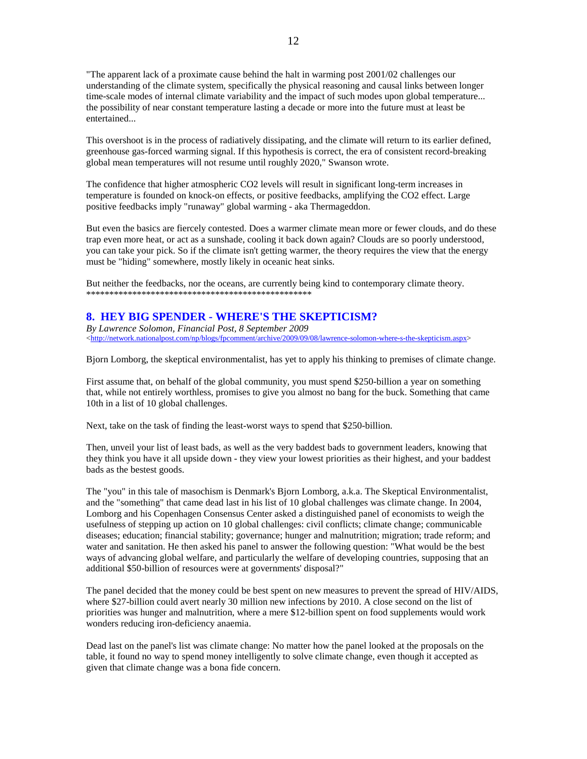"The apparent lack of a proximate cause behind the halt in warming post 2001/02 challenges our understanding of the climate system, specifically the physical reasoning and causal links between longer time-scale modes of internal climate variability and the impact of such modes upon global temperature... the possibility of near constant temperature lasting a decade or more into the future must at least be entertained...

This overshoot is in the process of radiatively dissipating, and the climate will return to its earlier defined, greenhouse gas-forced warming signal. If this hypothesis is correct, the era of consistent record-breaking global mean temperatures will not resume until roughly 2020," Swanson wrote.

The confidence that higher atmospheric $CO_2$ levels will result in significant long-term increases in temperature is founded on knock-on effects, or positive feedbacks, amplifying the $CO_2$ effect. Large positive feedbacks imply "runaway" global warming - aka Thermageddon.

But even the basics are fiercely contested. Does a warmer climate mean more or fewer clouds, and do these trap even more heat, or act as a sunshade, cooling it back down again? Clouds are so poorly understood, you can take your pick. So if the climate isn't getting warmer, the theory requires the view that the energy must be "hiding" somewhere, mostly likely in oceanic heat sinks.

But neither the feedbacks, nor the oceans, are currently being kind to contemporary climate theory.
**************************************************

## 8. HEY BIG SPENDER - WHERE'S THE SKEPTICISM?

*By Lawrence Solomon, Financial Post, 8 September 2009*
<http://network.nationalpost.com/np/blogs/fpcomment/archive/2009/09/08/lawrence-solomon-where-s-the-skepticism.aspx>

Bjorn Lomborg, the skeptical environmentalist, has yet to apply his thinking to premises of climate change.

First assume that, on behalf of the global community, you must spend $250-billion a year on something that, while not entirely worthless, promises to give you almost no bang for the buck. Something that came 10th in a list of 10 global challenges.

Next, take on the task of finding the least-worst ways to spend that $250-billion.

Then, unveil your list of least bads, as well as the very baddest bads to government leaders, knowing that they think you have it all upside down - they view your lowest priorities as their highest, and your baddest bads as the bestest goods.

The "you" in this tale of masochism is Denmark's Bjorn Lomborg, a.k.a. The Skeptical Environmentalist, and the "something" that came dead last in his list of 10 global challenges was climate change. In 2004, Lomborg and his Copenhagen Consensus Center asked a distinguished panel of economists to weigh the usefulness of stepping up action on 10 global challenges: civil conflicts; climate change; communicable diseases; education; financial stability; governance; hunger and malnutrition; migration; trade reform; and water and sanitation. He then asked his panel to answer the following question: "What would be the best ways of advancing global welfare, and particularly the welfare of developing countries, supposing that an additional $50-billion of resources were at governments' disposal?"

The panel decided that the money could be best spent on new measures to prevent the spread of HIV/AIDS, where $27-billion could avert nearly 30 million new infections by 2010. A close second on the list of priorities was hunger and malnutrition, where a mere $12-billion spent on food supplements would work wonders reducing iron-deficiency anaemia.

Dead last on the panel's list was climate change: No matter how the panel looked at the proposals on the table, it found no way to spend money intelligently to solve climate change, even though it accepted as given that climate change was a bona fide concern.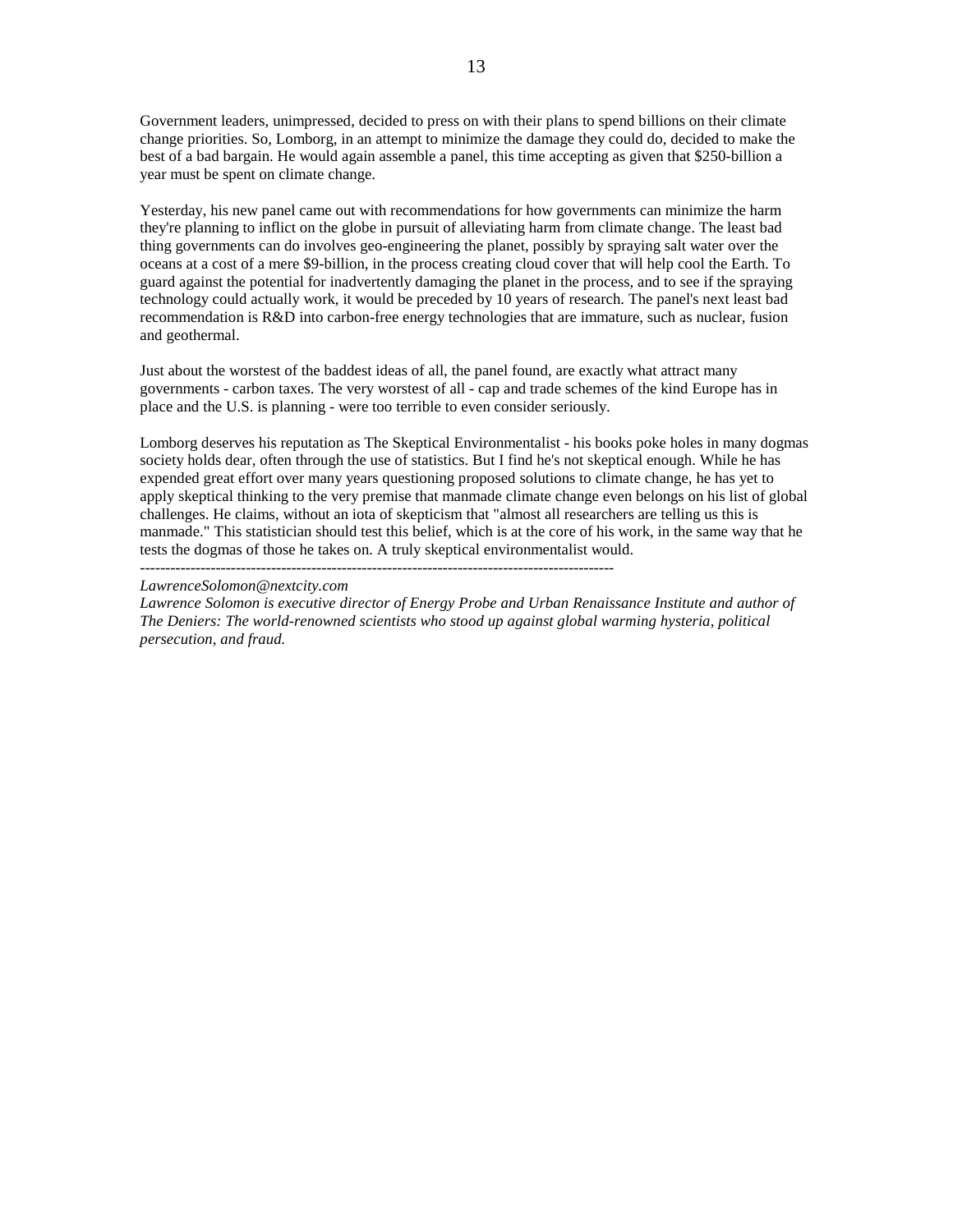Government leaders, unimpressed, decided to press on with their plans to spend billions on their climate change priorities. So, Lomborg, in an attempt to minimize the damage they could do, decided to make the best of a bad bargain. He would again assemble a panel, this time accepting as given that $250-billion a year must be spent on climate change.

Yesterday, his new panel came out with recommendations for how governments can minimize the harm they're planning to inflict on the globe in pursuit of alleviating harm from climate change. The least bad thing governments can do involves geo-engineering the planet, possibly by spraying salt water over the oceans at a cost of a mere $9-billion, in the process creating cloud cover that will help cool the Earth. To guard against the potential for inadvertently damaging the planet in the process, and to see if the spraying technology could actually work, it would be preceded by 10 years of research. The panel's next least bad recommendation is R&D into carbon-free energy technologies that are immature, such as nuclear, fusion and geothermal.

Just about the worstest of the baddest ideas of all, the panel found, are exactly what attract many governments - carbon taxes. The very worstest of all - cap and trade schemes of the kind Europe has in place and the U.S. is planning - were too terrible to even consider seriously.

Lomborg deserves his reputation as The Skeptical Environmentalist - his books poke holes in many dogmas society holds dear, often through the use of statistics. But I find he's not skeptical enough. While he has expended great effort over many years questioning proposed solutions to climate change, he has yet to apply skeptical thinking to the very premise that manmade climate change even belongs on his list of global challenges. He claims, without an iota of skepticism that "almost all researchers are telling us this is manmade." This statistician should test this belief, which is at the core of his work, in the same way that he tests the dogmas of those he takes on. A truly skeptical environmentalist would.

---

*LawrenceSolomon@nextcity.com*
*Lawrence Solomon is executive director of Energy Probe and Urban Renaissance Institute and author of The Deniers: The world-renowned scientists who stood up against global warming hysteria, political persecution, and fraud.*